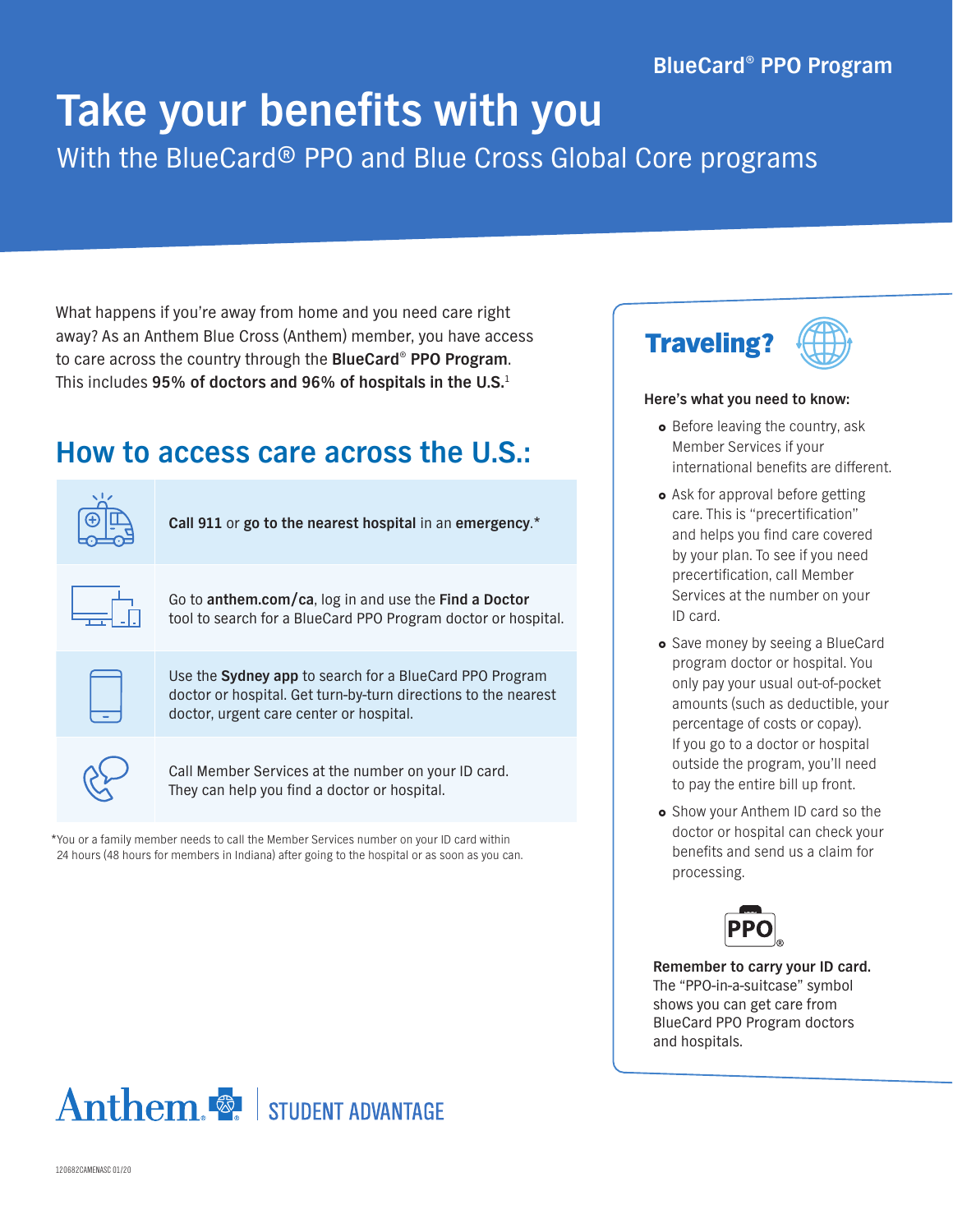BlueCard® PPO Program

# Take your benefits with you

## With the BlueCard® PPO and Blue Cross Global Core programs

What happens if you're away from home and you need care right away? As an Anthem Blue Cross (Anthem) member, you have access to care across the country through the **BlueCard® PPO Program**. This includes **95% of doctors and 96% of hospitals in the U.S.**[1]

## How to access care across the U.S.:

- **Call 911** or **go to the nearest hospital** in an **emergency**.*
- Go to **anthem.com/ca**, log in and use the **Find a Doctor** tool to search for a BlueCard PPO Program doctor or hospital.
- Use the **Sydney app** to search for a BlueCard PPO Program doctor or hospital. Get turn-by-turn directions to the nearest doctor, urgent care center or hospital.
- Call Member Services at the number on your ID card. They can help you find a doctor or hospital.

*You or a family member needs to call the Member Services number on your ID card within 24 hours (48 hours for members in Indiana) after going to the hospital or as soon as you can.

## Traveling?

**Here's what you need to know:**

- Before leaving the country, ask Member Services if your international benefits are different.
- Ask for approval before getting care. This is "precertification" and helps you find care covered by your plan. To see if you need precertification, call Member Services at the number on your ID card.
- Save money by seeing a BlueCard program doctor or hospital. You only pay your usual out-of-pocket amounts (such as deductible, your percentage of costs or copay). If you go to a doctor or hospital outside the program, you'll need to pay the entire bill up front.
- Show your Anthem ID card so the doctor or hospital can check your benefits and send us a claim for processing.

PPO

**Remember to carry your ID card.** The "PPO-in-a-suitcase" symbol shows you can get care from BlueCard PPO Program doctors and hospitals.

Anthem | STUDENT ADVANTAGE

120682CAMENASC 01/20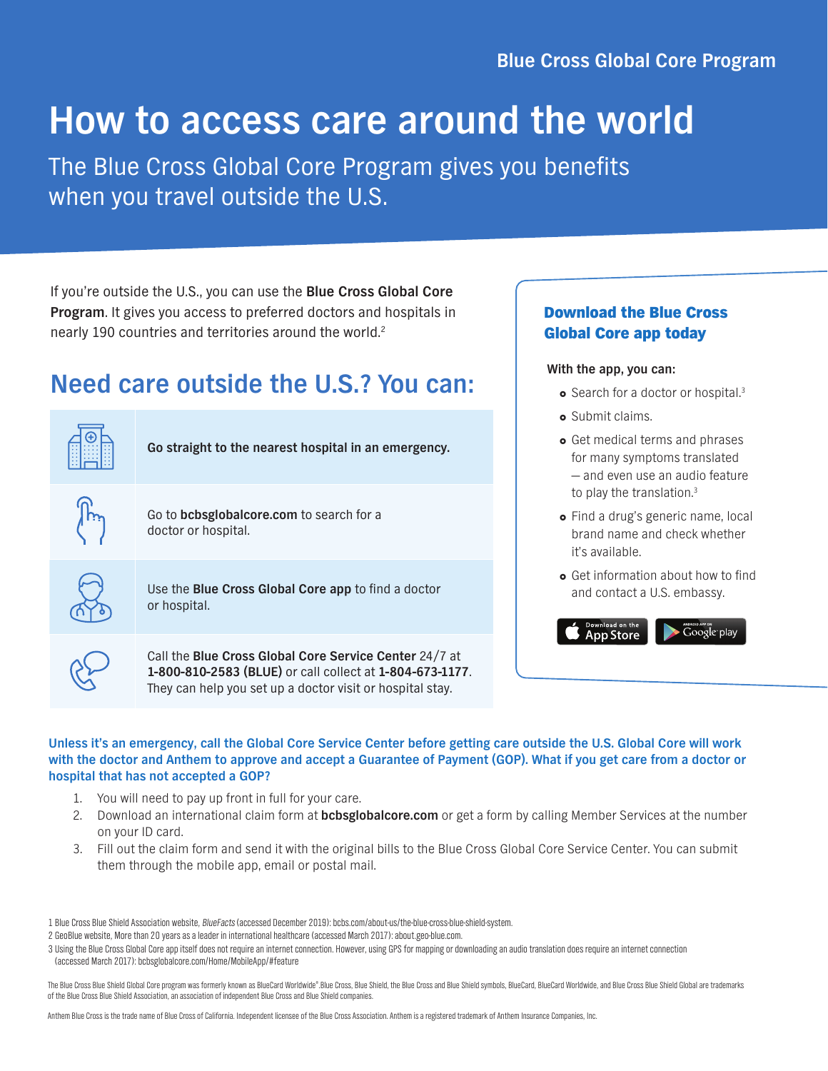Blue Cross Global Core Program

# How to access care around the world

The Blue Cross Global Core Program gives you benefits when you travel outside the U.S.

If you're outside the U.S., you can use the **Blue Cross Global Core Program**. It gives you access to preferred doctors and hospitals in nearly 190 countries and territories around the world.[2]

## Need care outside the U.S.? You can:

- **Go straight to the nearest hospital in an emergency.**
- Go to **bcbsglobalcore.com** to search for a doctor or hospital.
- Use the **Blue Cross Global Core app** to find a doctor or hospital.
- Call the **Blue Cross Global Core Service Center** 24/7 at **1-800-810-2583 (BLUE)** or call collect at **1-804-673-1177**. They can help you set up a doctor visit or hospital stay.

### Download the Blue Cross Global Core app today

**With the app, you can:**

- Search for a doctor or hospital.[3]
- Submit claims.
- Get medical terms and phrases for many symptoms translated — and even use an audio feature to play the translation.[3]
- Find a drug's generic name, local brand name and check whether it's available.
- Get information about how to find and contact a U.S. embassy.

Download on the App Store | Android App on Google play

**Unless it's an emergency, call the Global Core Service Center before getting care outside the U.S. Global Core will work with the doctor and Anthem to approve and accept a Guarantee of Payment (GOP). What if you get care from a doctor or hospital that has not accepted a GOP?**

1. You will need to pay up front in full for your care.
2. Download an international claim form at **bcbsglobalcore.com** or get a form by calling Member Services at the number on your ID card.
3. Fill out the claim form and send it with the original bills to the Blue Cross Global Core Service Center. You can submit them through the mobile app, email or postal mail.

1 Blue Cross Blue Shield Association website, *BlueFacts* (accessed December 2019): bcbs.com/about-us/the-blue-cross-blue-shield-system.
2 GeoBlue website, More than 20 years as a leader in international healthcare (accessed March 2017): about.geo-blue.com.
3 Using the Blue Cross Global Core app itself does not require an internet connection. However, using GPS for mapping or downloading an audio translation does require an internet connection (accessed March 2017): bcbsglobalcore.com/Home/MobileApp/#feature

The Blue Cross Blue Shield Global Core program was formerly known as BlueCard Worldwide®. Blue Cross, Blue Shield, the Blue Cross and Blue Shield symbols, BlueCard, BlueCard Worldwide, and Blue Cross Blue Shield Global are trademarks of the Blue Cross Blue Shield Association, an association of independent Blue Cross and Blue Shield companies.

Anthem Blue Cross is the trade name of Blue Cross of California. Independent licensee of the Blue Cross Association. Anthem is a registered trademark of Anthem Insurance Companies, Inc.